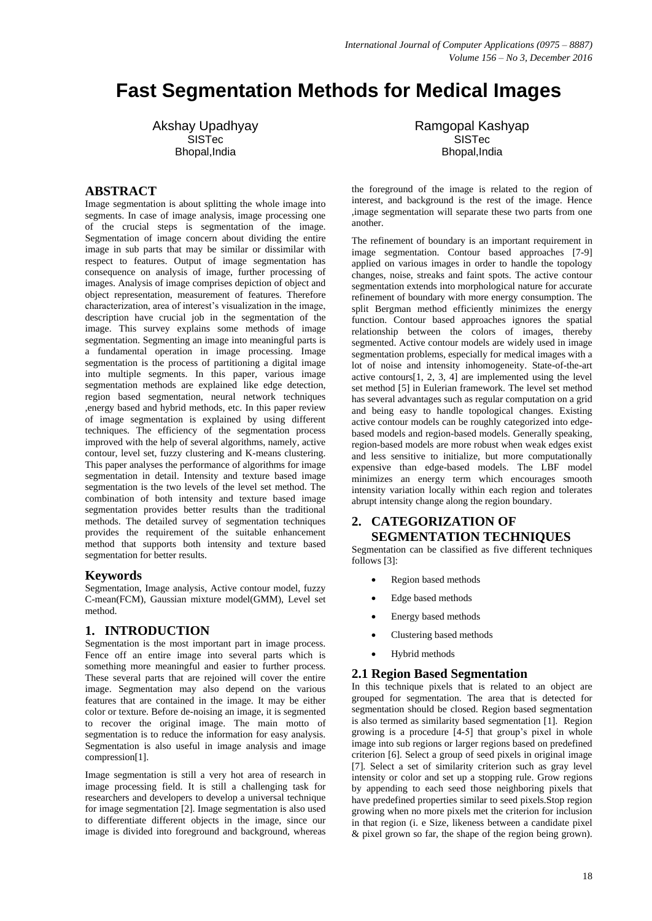# Fast Segmentation Methods for Medical Images

Akshay Upadhyay
SISTec
Bhopal,India

Ramgopal Kashyap
SISTec
Bhopal,India

## ABSTRACT

Image segmentation is about splitting the whole image into segments. In case of image analysis, image processing one of the crucial steps is segmentation of the image. Segmentation of image concern about dividing the entire image in sub parts that may be similar or dissimilar with respect to features. Output of image segmentation has consequence on analysis of image, further processing of images. Analysis of image comprises depiction of object and object representation, measurement of features. Therefore characterization, area of interest's visualization in the image, description have crucial job in the segmentation of the image. This survey explains some methods of image segmentation. Segmenting an image into meaningful parts is a fundamental operation in image processing. Image segmentation is the process of partitioning a digital image into multiple segments. In this paper, various image segmentation methods are explained like edge detection, region based segmentation, neural network techniques ,energy based and hybrid methods, etc. In this paper review of image segmentation is explained by using different techniques. The efficiency of the segmentation process improved with the help of several algorithms, namely, active contour, level set, fuzzy clustering and K-means clustering. This paper analyses the performance of algorithms for image segmentation in detail. Intensity and texture based image segmentation is the two levels of the level set method. The combination of both intensity and texture based image segmentation provides better results than the traditional methods. The detailed survey of segmentation techniques provides the requirement of the suitable enhancement method that supports both intensity and texture based segmentation for better results.

## Keywords

Segmentation, Image analysis, Active contour model, fuzzy C-mean(FCM), Gaussian mixture model(GMM), Level set method.

## 1. INTRODUCTION

Segmentation is the most important part in image process. Fence off an entire image into several parts which is something more meaningful and easier to further process. These several parts that are rejoined will cover the entire image. Segmentation may also depend on the various features that are contained in the image. It may be either color or texture. Before de-noising an image, it is segmented to recover the original image. The main motto of segmentation is to reduce the information for easy analysis. Segmentation is also useful in image analysis and image compression[1].

Image segmentation is still a very hot area of research in image processing field. It is still a challenging task for researchers and developers to develop a universal technique for image segmentation [2]. Image segmentation is also used to differentiate different objects in the image, since our image is divided into foreground and background, whereas the foreground of the image is related to the region of interest, and background is the rest of the image. Hence ,image segmentation will separate these two parts from one another.

The refinement of boundary is an important requirement in image segmentation. Contour based approaches [7-9] applied on various images in order to handle the topology changes, noise, streaks and faint spots. The active contour segmentation extends into morphological nature for accurate refinement of boundary with more energy consumption. The split Bergman method efficiently minimizes the energy function. Contour based approaches ignores the spatial relationship between the colors of images, thereby segmented. Active contour models are widely used in image segmentation problems, especially for medical images with a lot of noise and intensity inhomogeneity. State-of-the-art active contours[1, 2, 3, 4] are implemented using the level set method [5] in Eulerian framework. The level set method has several advantages such as regular computation on a grid and being easy to handle topological changes. Existing active contour models can be roughly categorized into edge-based models and region-based models. Generally speaking, region-based models are more robust when weak edges exist and less sensitive to initialize, but more computationally expensive than edge-based models. The LBF model minimizes an energy term which encourages smooth intensity variation locally within each region and tolerates abrupt intensity change along the region boundary.

## 2. CATEGORIZATION OF SEGMENTATION TECHNIQUES

Segmentation can be classified as five different techniques follows [3]:

- Region based methods
- Edge based methods
- Energy based methods
- Clustering based methods
- Hybrid methods

### 2.1 Region Based Segmentation

In this technique pixels that is related to an object are grouped for segmentation. The area that is detected for segmentation should be closed. Region based segmentation is also termed as similarity based segmentation [1]. Region growing is a procedure [4-5] that group's pixel in whole image into sub regions or larger regions based on predefined criterion [6]. Select a group of seed pixels in original image [7]. Select a set of similarity criterion such as gray level intensity or color and set up a stopping rule. Grow regions by appending to each seed those neighboring pixels that have predefined properties similar to seed pixels.Stop region growing when no more pixels met the criterion for inclusion in that region (i. e Size, likeness between a candidate pixel & pixel grown so far, the shape of the region being grown).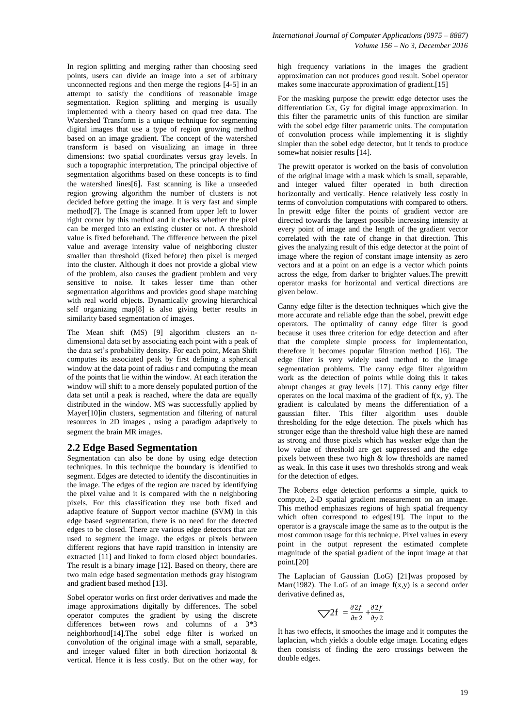In region splitting and merging rather than choosing seed points, users can divide an image into a set of arbitrary unconnected regions and then merge the regions [4-5] in an attempt to satisfy the conditions of reasonable image segmentation. Region splitting and merging is usually implemented with a theory based on quad tree data. The Watershed Transform is a unique technique for segmenting digital images that use a type of region growing method based on an image gradient. The concept of the watershed transform is based on visualizing an image in three dimensions: two spatial coordinates versus gray levels. In such a topographic interpretation, The principal objective of segmentation algorithms based on these concepts is to find the watershed lines[6]. Fast scanning is like a unseeded region growing algorithm the number of clusters is not decided before getting the image. It is very fast and simple method[7]. The Image is scanned from upper left to lower right corner by this method and it checks whether the pixel can be merged into an existing cluster or not. A threshold value is fixed beforehand. The difference between the pixel value and average intensity value of neighboring cluster smaller than threshold (fixed before) then pixel is merged into the cluster. Although it does not provide a global view of the problem, also causes the gradient problem and very sensitive to noise. It takes lesser time than other segmentation algorithms and provides good shape matching with real world objects. Dynamically growing hierarchical self organizing map[8] is also giving better results in similarity based segmentation of images.

The Mean shift (MS) [9] algorithm clusters an n-dimensional data set by associating each point with a peak of the data set's probability density. For each point, Mean Shift computes its associated peak by first defining a spherical window at the data point of radius r and computing the mean of the points that lie within the window. At each iteration the window will shift to a more densely populated portion of the data set until a peak is reached, where the data are equally distributed in the window. MS was successfully applied by Mayer[10]in clusters, segmentation and filtering of natural resources in 2D images , using a paradigm adaptively to segment the brain MR images.

## 2.2 Edge Based Segmentation

Segmentation can also be done by using edge detection techniques. In this technique the boundary is identified to segment. Edges are detected to identify the discontinuities in the image. The edges of the region are traced by identifying the pixel value and it is compared with the n neighboring pixels. For this classification they use both fixed and adaptive feature of Support vector machine **(**SVM**)** in this edge based segmentation, there is no need for the detected edges to be closed. There are various edge detectors that are used to segment the image. the edges or pixels between different regions that have rapid transition in intensity are extracted [11] and linked to form closed object boundaries. The result is a binary image [12]. Based on theory, there are two main edge based segmentation methods gray histogram and gradient based method [13].

Sobel operator works on first order derivatives and made the image approximations digitally by differences. The sobel operator computes the gradient by using the discrete differences between rows and columns of a 3*3 neighborhood[14].The sobel edge filter is worked on convolution of the original image with a small, separable, and integer valued filter in both direction horizontal & vertical. Hence it is less costly. But on the other way, for high frequency variations in the images the gradient approximation can not produces good result. Sobel operator makes some inaccurate approximation of gradient.[15]

For the masking purpose the prewitt edge detector uses the differentiation Gx, Gy for digital image approximation. In this filter the parametric units of this function are similar with the sobel edge filter parametric units. The computation of convolution process while implementing it is slightly simpler than the sobel edge detector, but it tends to produce somewhat noisier results [14].

The prewitt operator is worked on the basis of convolution of the original image with a mask which is small, separable, and integer valued filter operated in both direction horizontally and vertically. Hence relatively less costly in terms of convolution computations with compared to others. In prewitt edge filter the points of gradient vector are directed towards the largest possible increasing intensity at every point of image and the length of the gradient vector correlated with the rate of change in that direction. This gives the analyzing result of this edge detector at the point of image where the region of constant image intensity as zero vectors and at a point on an edge is a vector which points across the edge, from darker to brighter values.The prewitt operator masks for horizontal and vertical directions are given below.

Canny edge filter is the detection techniques which give the more accurate and reliable edge than the sobel, prewitt edge operators. The optimality of canny edge filter is good because it uses three criterion for edge detection and after that the complete simple process for implementation, therefore it becomes popular filtration method [16]. The edge filter is very widely used method to the image segmentation problems. The canny edge filter algorithm work as the detection of points while doing this it takes abrupt changes at gray levels [17]. This canny edge filter operates on the local maxima of the gradient of f(x, y). The gradient is calculated by means the differentiation of a gaussian filter. This filter algorithm uses double thresholding for the edge detection. The pixels which has stronger edge than the threshold value high these are named as strong and those pixels which has weaker edge than the low value of threshold are get suppressed and the edge pixels between these two high & low thresholds are named as weak. In this case it uses two thresholds strong and weak for the detection of edges.

The Roberts edge detection performs a simple, quick to compute, 2-D spatial gradient measurement on an image. This method emphasizes regions of high spatial frequency which often correspond to edges[19]. The input to the operator is a grayscale image the same as to the output is the most common usage for this technique. Pixel values in every point in the output represent the estimated complete magnitude of the spatial gradient of the input image at that point.[20]

The Laplacian of Gaussian (LoG) [21]was proposed by Marr(1982). The LoG of an image f(x,y) is a second order derivative defined as,

$$\nabla 2\mathrm{f} = \frac{\partial 2f}{\partial x2} + \frac{\partial 2f}{\partial y2}$$

It has two effects, it smoothes the image and it computes the laplacian, whch yields a double edge image. Locating edges then consists of finding the zero crossings between the double edges.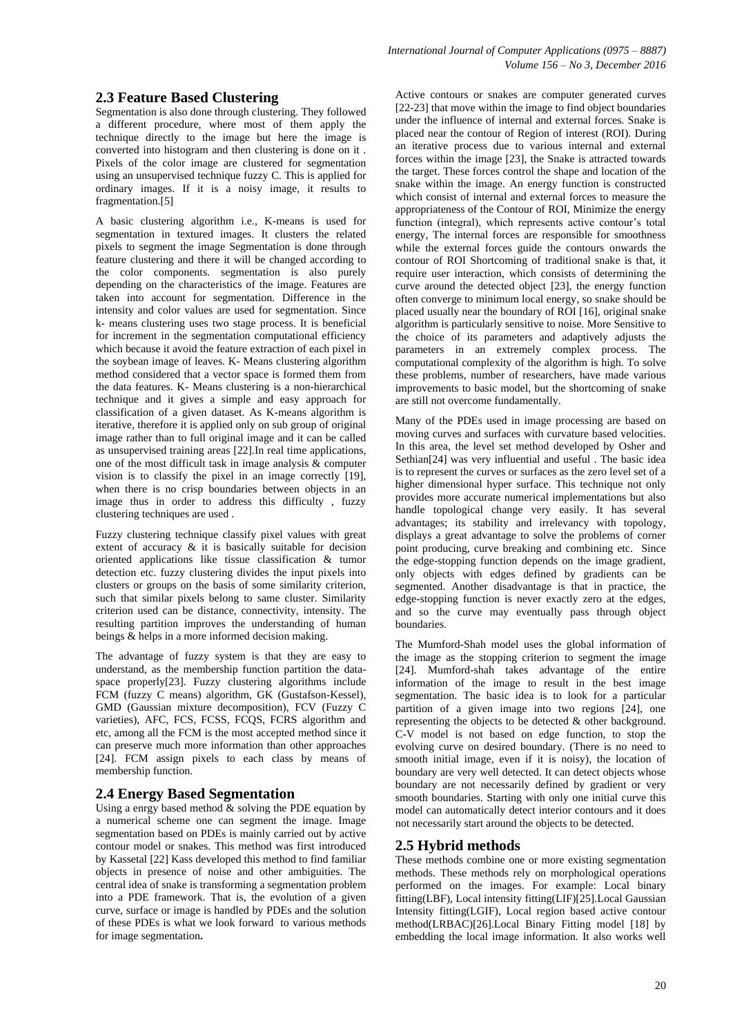## 2.3 Feature Based Clustering

Segmentation is also done through clustering. They followed a different procedure, where most of them apply the technique directly to the image but here the image is converted into histogram and then clustering is done on it . Pixels of the color image are clustered for segmentation using an unsupervised technique fuzzy C. This is applied for ordinary images. If it is a noisy image, it results to fragmentation.[5]

A basic clustering algorithm i.e., K-means is used for segmentation in textured images. It clusters the related pixels to segment the image Segmentation is done through feature clustering and there it will be changed according to the color components. segmentation is also purely depending on the characteristics of the image. Features are taken into account for segmentation. Difference in the intensity and color values are used for segmentation. Since k- means clustering uses two stage process. It is beneficial for increment in the segmentation computational efficiency which because it avoid the feature extraction of each pixel in the soybean image of leaves. K- Means clustering algorithm method considered that a vector space is formed them from the data features. K- Means clustering is a non-hierarchical technique and it gives a simple and easy approach for classification of a given dataset. As K-means algorithm is iterative, therefore it is applied only on sub group of original image rather than to full original image and it can be called as unsupervised training areas [22].In real time applications, one of the most difficult task in image analysis & computer vision is to classify the pixel in an image correctly [19], when there is no crisp boundaries between objects in an image thus in order to address this difficulty , fuzzy clustering techniques are used .

Fuzzy clustering technique classify pixel values with great extent of accuracy & it is basically suitable for decision oriented applications like tissue classification & tumor detection etc. fuzzy clustering divides the input pixels into clusters or groups on the basis of some similarity criterion, such that similar pixels belong to same cluster. Similarity criterion used can be distance, connectivity, intensity. The resulting partition improves the understanding of human beings & helps in a more informed decision making.

The advantage of fuzzy system is that they are easy to understand, as the membership function partition the data-space properly[23]. Fuzzy clustering algorithms include FCM (fuzzy C means) algorithm, GK (Gustafson-Kessel), GMD (Gaussian mixture decomposition), FCV (Fuzzy C varieties), AFC, FCS, FCSS, FCQS, FCRS algorithm and etc, among all the FCM is the most accepted method since it can preserve much more information than other approaches [24]. FCM assign pixels to each class by means of membership function.

## 2.4 Energy Based Segmentation

Using a enrgy based method & solving the PDE equation by a numerical scheme one can segment the image. Image segmentation based on PDEs is mainly carried out by active contour model or snakes. This method was first introduced by Kassetal [22] Kass developed this method to find familiar objects in presence of noise and other ambiguities. The central idea of snake is transforming a segmentation problem into a PDE framework. That is, the evolution of a given curve, surface or image is handled by PDEs and the solution of these PDEs is what we look forward to various methods for image segmentation**.**

Active contours or snakes are computer generated curves [22-23] that move within the image to find object boundaries under the influence of internal and external forces. Snake is placed near the contour of Region of interest (ROI). During an iterative process due to various internal and external forces within the image [23], the Snake is attracted towards the target. These forces control the shape and location of the snake within the image. An energy function is constructed which consist of internal and external forces to measure the appropriateness of the Contour of ROI, Minimize the energy function (integral), which represents active contour's total energy, The internal forces are responsible for smoothness while the external forces guide the contours onwards the contour of ROI Shortcoming of traditional snake is that, it require user interaction, which consists of determining the curve around the detected object [23], the energy function often converge to minimum local energy, so snake should be placed usually near the boundary of ROI [16], original snake algorithm is particularly sensitive to noise. More Sensitive to the choice of its parameters and adaptively adjusts the parameters in an extremely complex process. The computational complexity of the algorithm is high. To solve these problems, number of researchers, have made various improvements to basic model, but the shortcoming of snake are still not overcome fundamentally.

Many of the PDEs used in image processing are based on moving curves and surfaces with curvature based velocities. In this area, the level set method developed by Osher and Sethian[24] was very influential and useful . The basic idea is to represent the curves or surfaces as the zero level set of a higher dimensional hyper surface. This technique not only provides more accurate numerical implementations but also handle topological change very easily. It has several advantages; its stability and irrelevancy with topology, displays a great advantage to solve the problems of corner point producing, curve breaking and combining etc. Since the edge-stopping function depends on the image gradient, only objects with edges defined by gradients can be segmented. Another disadvantage is that in practice, the edge-stopping function is never exactly zero at the edges, and so the curve may eventually pass through object boundaries.

The Mumford-Shah model uses the global information of the image as the stopping criterion to segment the image [24]. Mumford-shah takes advantage of the entire information of the image to result in the best image segmentation. The basic idea is to look for a particular partition of a given image into two regions [24], one representing the objects to be detected & other background. C-V model is not based on edge function, to stop the evolving curve on desired boundary. (There is no need to smooth initial image, even if it is noisy), the location of boundary are very well detected. It can detect objects whose boundary are not necessarily defined by gradient or very smooth boundaries. Starting with only one initial curve this model can automatically detect interior contours and it does not necessarily start around the objects to be detected.

## 2.5 Hybrid methods

These methods combine one or more existing segmentation methods. These methods rely on morphological operations performed on the images. For example: Local binary fitting(LBF), Local intensity fitting(LIF)[25].Local Gaussian Intensity fitting(LGIF), Local region based active contour method(LRBAC)[26].Local Binary Fitting model [18] by embedding the local image information. It also works well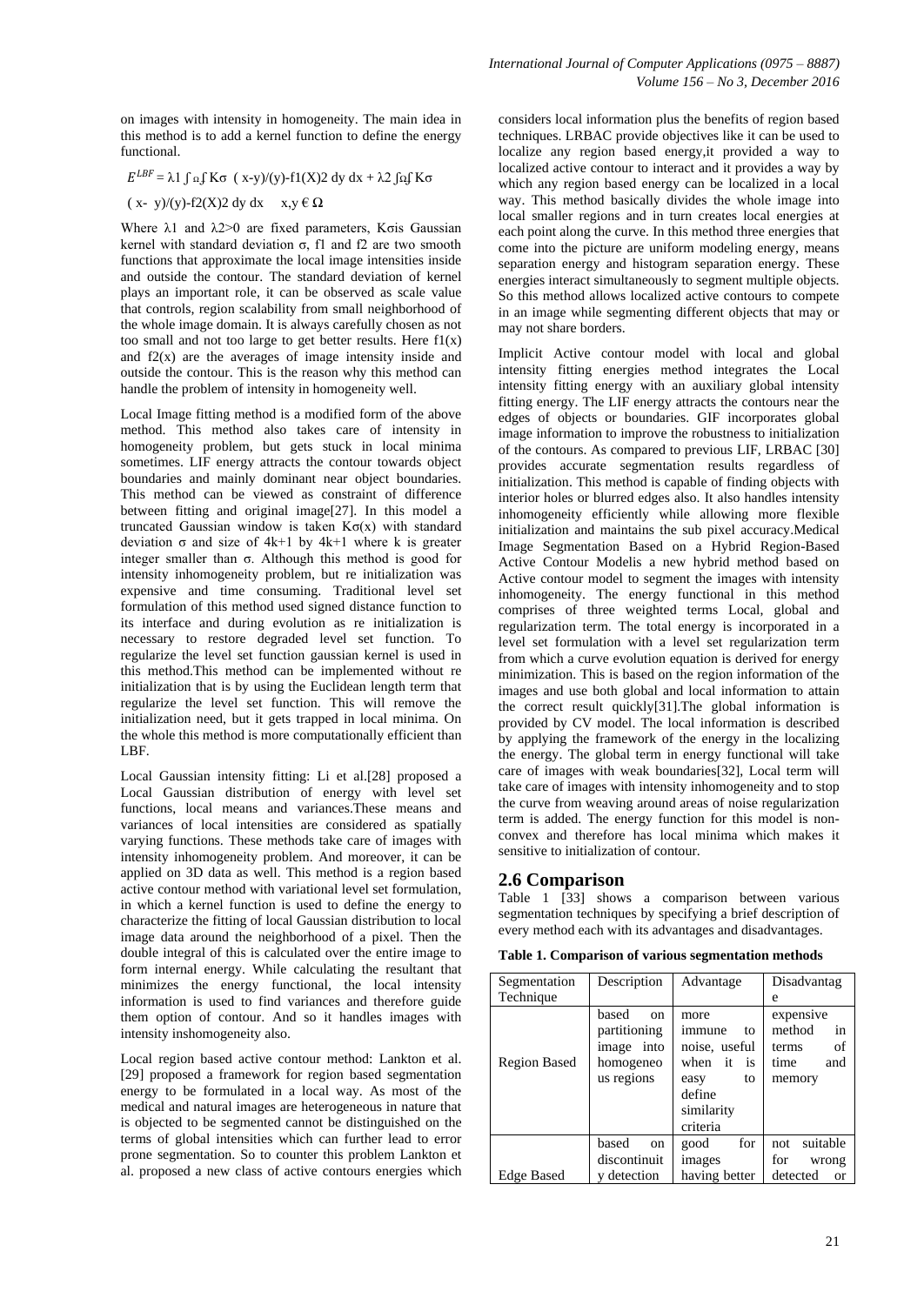on images with intensity in homogeneity. The main idea in this method is to add a kernel function to define the energy functional.

$$E^{LBF} = \lambda 1 \int_{\Omega} \int K\sigma \ (x\text{-}y)/(y)\text{-}f1(X)2 \ dy \ dx + \lambda 2 \int_{\Omega} \int K\sigma$$

$$(x\text{-} \ y)/(y)\text{-}f2(X)2 \ dy \ dx \quad x,y \in \Omega$$

Where λ1 and λ2>0 are fixed parameters, Kσis Gaussian kernel with standard deviation σ, f1 and f2 are two smooth functions that approximate the local image intensities inside and outside the contour. The standard deviation of kernel plays an important role, it can be observed as scale value that controls, region scalability from small neighborhood of the whole image domain. It is always carefully chosen as not too small and not too large to get better results. Here f1(x) and f2(x) are the averages of image intensity inside and outside the contour. This is the reason why this method can handle the problem of intensity in homogeneity well.

Local Image fitting method is a modified form of the above method. This method also takes care of intensity in homogeneity problem, but gets stuck in local minima sometimes. LIF energy attracts the contour towards object boundaries and mainly dominant near object boundaries. This method can be viewed as constraint of difference between fitting and original image[27]. In this model a truncated Gaussian window is taken Kσ(x) with standard deviation σ and size of 4k+1 by 4k+1 where k is greater integer smaller than σ. Although this method is good for intensity inhomogeneity problem, but re initialization was expensive and time consuming. Traditional level set formulation of this method used signed distance function to its interface and during evolution as re initialization is necessary to restore degraded level set function. To regularize the level set function gaussian kernel is used in this method.This method can be implemented without re initialization that is by using the Euclidean length term that regularize the level set function. This will remove the initialization need, but it gets trapped in local minima. On the whole this method is more computationally efficient than LBF.

Local Gaussian intensity fitting: Li et al.[28] proposed a Local Gaussian distribution of energy with level set functions, local means and variances.These means and variances of local intensities are considered as spatially varying functions. These methods take care of images with intensity inhomogeneity problem. And moreover, it can be applied on 3D data as well. This method is a region based active contour method with variational level set formulation, in which a kernel function is used to define the energy to characterize the fitting of local Gaussian distribution to local image data around the neighborhood of a pixel. Then the double integral of this is calculated over the entire image to form internal energy. While calculating the resultant that minimizes the energy functional, the local intensity information is used to find variances and therefore guide them option of contour. And so it handles images with intensity inshomogeneity also.

Local region based active contour method: Lankton et al. [29] proposed a framework for region based segmentation energy to be formulated in a local way. As most of the medical and natural images are heterogeneous in nature that is objected to be segmented cannot be distinguished on the terms of global intensities which can further lead to error prone segmentation. So to counter this problem Lankton et al. proposed a new class of active contours energies which considers local information plus the benefits of region based techniques. LRBAC provide objectives like it can be used to localize any region based energy,it provided a way to localized active contour to interact and it provides a way by which any region based energy can be localized in a local way. This method basically divides the whole image into local smaller regions and in turn creates local energies at each point along the curve. In this method three energies that come into the picture are uniform modeling energy, means separation energy and histogram separation energy. These energies interact simultaneously to segment multiple objects. So this method allows localized active contours to compete in an image while segmenting different objects that may or may not share borders.

Implicit Active contour model with local and global intensity fitting energies method integrates the Local intensity fitting energy with an auxiliary global intensity fitting energy. The LIF energy attracts the contours near the edges of objects or boundaries. GIF incorporates global image information to improve the robustness to initialization of the contours. As compared to previous LIF, LRBAC [30] provides accurate segmentation results regardless of initialization. This method is capable of finding objects with interior holes or blurred edges also. It also handles intensity inhomogeneity efficiently while allowing more flexible initialization and maintains the sub pixel accuracy.Medical Image Segmentation Based on a Hybrid Region-Based Active Contour Modelis a new hybrid method based on Active contour model to segment the images with intensity inhomogeneity. The energy functional in this method comprises of three weighted terms Local, global and regularization term. The total energy is incorporated in a level set formulation with a level set regularization term from which a curve evolution equation is derived for energy minimization. This is based on the region information of the images and use both global and local information to attain the correct result quickly[31].The global information is provided by CV model. The local information is described by applying the framework of the energy in the localizing the energy. The global term in energy functional will take care of images with weak boundaries[32], Local term will take care of images with intensity inhomogeneity and to stop the curve from weaving around areas of noise regularization term is added. The energy function for this model is non-convex and therefore has local minima which makes it sensitive to initialization of contour.

## 2.6 Comparison

Table 1 [33] shows a comparison between various segmentation techniques by specifying a brief description of every method each with its advantages and disadvantages.

**Table 1. Comparison of various segmentation methods**

| Segmentation Technique | Description | Advantage | Disadvantage |
|---|---|---|---|
| Region Based | based on partitioning image into homogeneous regions | more immune to noise, useful when it is easy to define similarity criteria | expensive method in terms of time and memory |
| Edge Based | based on discontinuity detection | good for images having better | not suitable for wrong detected or |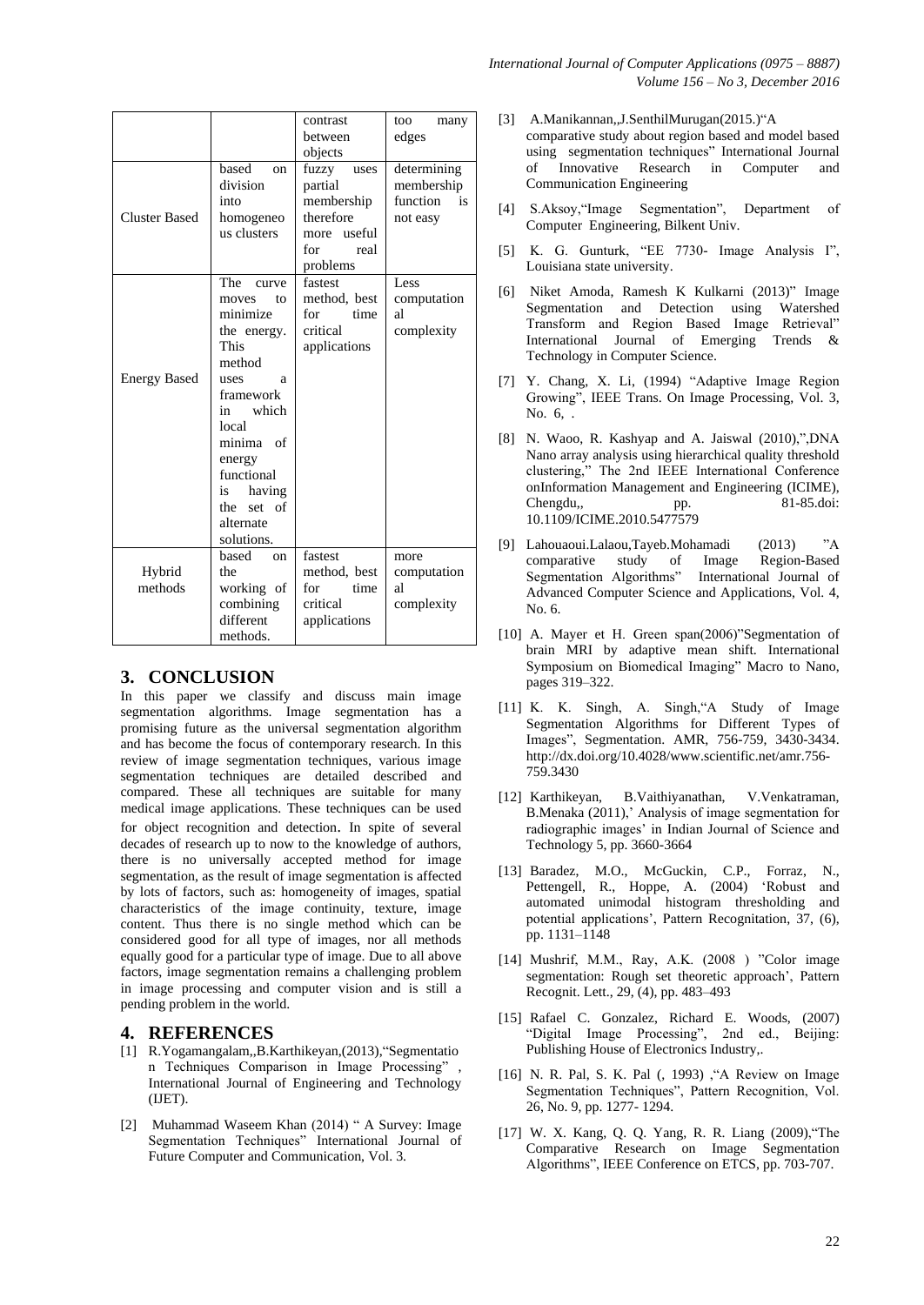| | | contrast between objects | too many edges |
|---|---|---|---|
| Cluster Based | based on division into homogeneous clusters | fuzzy uses partial membership therefore more useful for real problems | determining membership function is not easy |
| Energy Based | The curve moves to minimize the energy. This method uses a framework in which local minima of energy functional is having the set of alternate solutions. | fastest method, best for time critical applications | Less computational complexity |
| Hybrid methods | based on the working of combining different methods. | fastest method, best for time critical applications | more computational complexity |

## 3. CONCLUSION

In this paper we classify and discuss main image segmentation algorithms. Image segmentation has a promising future as the universal segmentation algorithm and has become the focus of contemporary research. In this review of image segmentation techniques, various image segmentation techniques are detailed described and compared. These all techniques are suitable for many medical image applications. These techniques can be used for object recognition and detection. In spite of several decades of research up to now to the knowledge of authors, there is no universally accepted method for image segmentation, as the result of image segmentation is affected by lots of factors, such as: homogeneity of images, spatial characteristics of the image continuity, texture, image content. Thus there is no single method which can be considered good for all type of images, nor all methods equally good for a particular type of image. Due to all above factors, image segmentation remains a challenging problem in image processing and computer vision and is still a pending problem in the world.

## 4. REFERENCES

[1] R.Yogamangalam,,B.Karthikeyan,(2013),"Segmentation Techniques Comparison in Image Processing" , International Journal of Engineering and Technology (IJET).

[2] Muhammad Waseem Khan (2014) " A Survey: Image Segmentation Techniques" International Journal of Future Computer and Communication, Vol. 3.

[3] A.Manikannan,,J.SenthilMurugan(2015.)"A comparative study about region based and model based using segmentation techniques" International Journal of Innovative Research in Computer and Communication Engineering

[4] S.Aksoy,"Image Segmentation", Department of Computer Engineering, Bilkent Univ.

[5] K. G. Gunturk, "EE 7730- Image Analysis I", Louisiana state university.

[6] Niket Amoda, Ramesh K Kulkarni (2013)" Image Segmentation and Detection using Watershed Transform and Region Based Image Retrieval" International Journal of Emerging Trends & Technology in Computer Science.

[7] Y. Chang, X. Li, (1994) "Adaptive Image Region Growing", IEEE Trans. On Image Processing, Vol. 3, No. 6, .

[8] N. Waoo, R. Kashyap and A. Jaiswal (2010),",DNA Nano array analysis using hierarchical quality threshold clustering," The 2nd IEEE International Conference onInformation Management and Engineering (ICIME), Chengdu,, pp. 81-85.doi: 10.1109/ICIME.2010.5477579

[9] Lahouaoui.Lalaou,Tayeb.Mohamadi (2013) "A comparative study of Image Region-Based Segmentation Algorithms" International Journal of Advanced Computer Science and Applications, Vol. 4, No. 6.

[10] A. Mayer et H. Green span(2006)"Segmentation of brain MRI by adaptive mean shift. International Symposium on Biomedical Imaging" Macro to Nano, pages 319–322.

[11] K. K. Singh, A. Singh,"A Study of Image Segmentation Algorithms for Different Types of Images", Segmentation. AMR, 756-759, 3430-3434. http://dx.doi.org/10.4028/www.scientific.net/amr.756-759.3430

[12] Karthikeyan, B.Vaithiyanathan, V.Venkatraman, B.Menaka (2011),' Analysis of image segmentation for radiographic images' in Indian Journal of Science and Technology 5, pp. 3660-3664

[13] Baradez, M.O., McGuckin, C.P., Forraz, N., Pettengell, R., Hoppe, A. (2004) 'Robust and automated unimodal histogram thresholding and potential applications', Pattern Recognitation, 37, (6), pp. 1131–1148

[14] Mushrif, M.M., Ray, A.K. (2008 ) "Color image segmentation: Rough set theoretic approach', Pattern Recognit. Lett., 29, (4), pp. 483–493

[15] Rafael C. Gonzalez, Richard E. Woods, (2007) "Digital Image Processing", 2nd ed., Beijing: Publishing House of Electronics Industry,.

[16] N. R. Pal, S. K. Pal (, 1993) ,"A Review on Image Segmentation Techniques", Pattern Recognition, Vol. 26, No. 9, pp. 1277- 1294.

[17] W. X. Kang, Q. Q. Yang, R. R. Liang (2009),"The Comparative Research on Image Segmentation Algorithms", IEEE Conference on ETCS, pp. 703-707.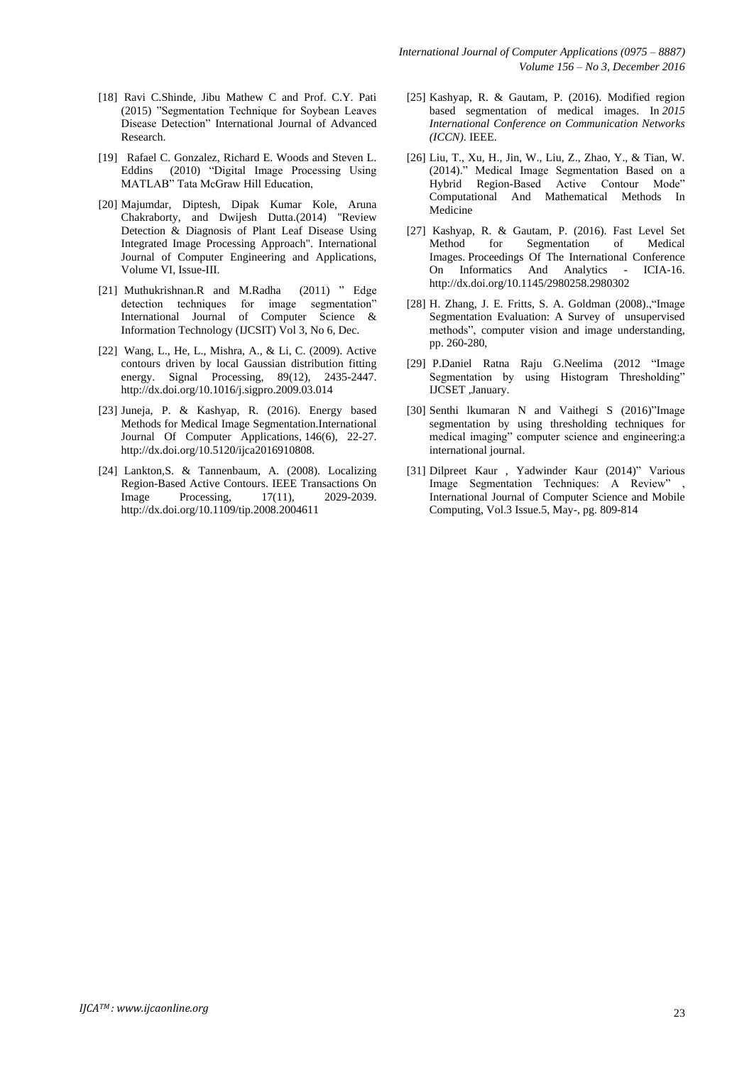[18] Ravi C.Shinde, Jibu Mathew C and Prof. C.Y. Pati (2015) "Segmentation Technique for Soybean Leaves Disease Detection" International Journal of Advanced Research.

[19] Rafael C. Gonzalez, Richard E. Woods and Steven L. Eddins (2010) "Digital Image Processing Using MATLAB" Tata McGraw Hill Education,

[20] Majumdar, Diptesh, Dipak Kumar Kole, Aruna Chakraborty, and Dwijesh Dutta.(2014) "Review Detection & Diagnosis of Plant Leaf Disease Using Integrated Image Processing Approach". International Journal of Computer Engineering and Applications, Volume VI, Issue-III.

[21] Muthukrishnan.R and M.Radha (2011) " Edge detection techniques for image segmentation" International Journal of Computer Science & Information Technology (IJCSIT) Vol 3, No 6, Dec.

[22] Wang, L., He, L., Mishra, A., & Li, C. (2009). Active contours driven by local Gaussian distribution fitting energy. Signal Processing, 89(12), 2435-2447. http://dx.doi.org/10.1016/j.sigpro.2009.03.014

[23] Juneja, P. & Kashyap, R. (2016). Energy based Methods for Medical Image Segmentation.International Journal Of Computer Applications, 146(6), 22-27. http://dx.doi.org/10.5120/ijca2016910808.

[24] Lankton,S. & Tannenbaum, A. (2008). Localizing Region-Based Active Contours. IEEE Transactions On Image Processing, 17(11), 2029-2039. http://dx.doi.org/10.1109/tip.2008.2004611

[25] Kashyap, R. & Gautam, P. (2016). Modified region based segmentation of medical images. In *2015 International Conference on Communication Networks (ICCN)*. IEEE.

[26] Liu, T., Xu, H., Jin, W., Liu, Z., Zhao, Y., & Tian, W. (2014)." Medical Image Segmentation Based on a Hybrid Region-Based Active Contour Mode" Computational And Mathematical Methods In Medicine

[27] Kashyap, R. & Gautam, P. (2016). Fast Level Set Method for Segmentation of Medical Images. Proceedings Of The International Conference On Informatics And Analytics - ICIA-16. http://dx.doi.org/10.1145/2980258.2980302

[28] H. Zhang, J. E. Fritts, S. A. Goldman (2008).,"Image Segmentation Evaluation: A Survey of unsupervised methods", computer vision and image understanding, pp. 260-280,

[29] P.Daniel Ratna Raju G.Neelima (2012 "Image Segmentation by using Histogram Thresholding" IJCSET ,January.

[30] Senthi lkumaran N and Vaithegi S (2016)"Image segmentation by using thresholding techniques for medical imaging" computer science and engineering:a international journal.

[31] Dilpreet Kaur , Yadwinder Kaur (2014)" Various Image Segmentation Techniques: A Review" , International Journal of Computer Science and Mobile Computing, Vol.3 Issue.5, May-, pg. 809-814